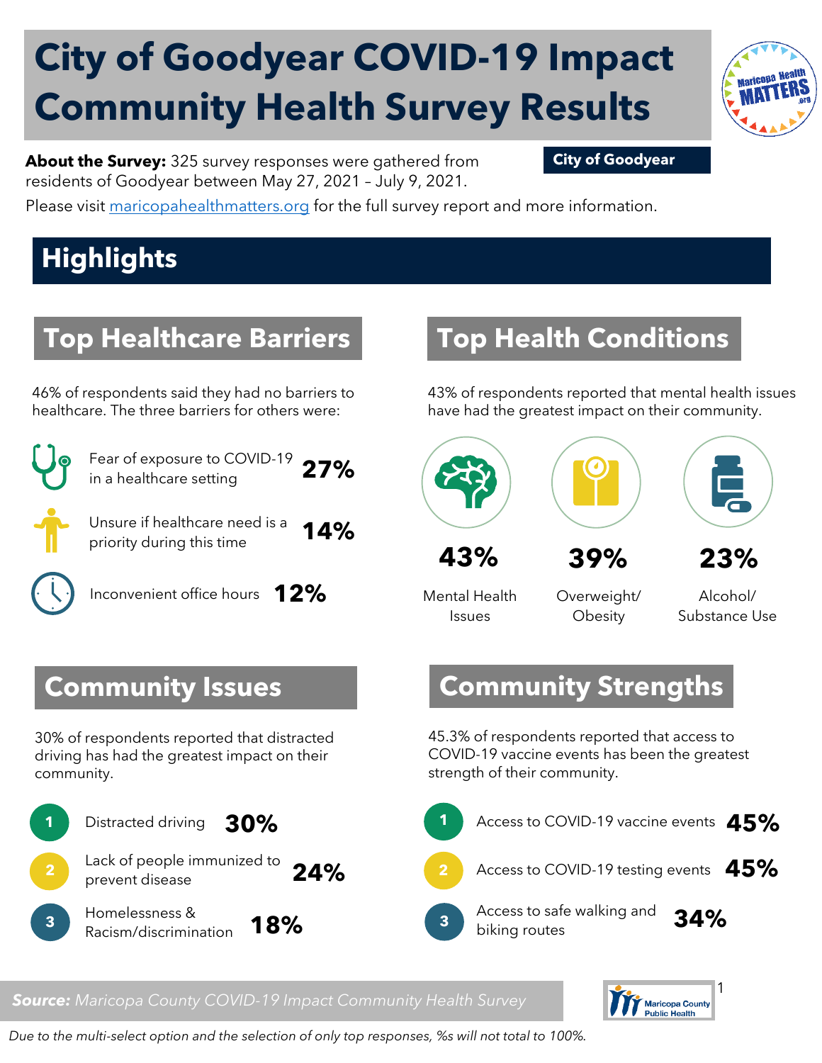# City of Goodyear COVID-19 Impact Community Health Survey Results

**City of Goodyear**

**About the Survey:** 325 survey responses were gathered from residents of Goodyear between May 27, 2021 – July 9, 2021.

Please visit maricopahealthmatters.org for the full survey report and more information.

## Highlights

### Top Healthcare Barriers

46% of respondents said they had no barriers to healthcare. The three barriers for others were:

- Fear of exposure to COVID-19 in a healthcare setting **27%**
- Unsure if healthcare need is a priority during this time **14%**
- Inconvenient office hours **12%**

### Top Health Conditions

43% of respondents reported that mental health issues have had the greatest impact on their community.

- **43%** Mental Health Issues
- **39%** Overweight/ Obesity
- **23%** Alcohol/ Substance Use

### Community Issues

30% of respondents reported that distracted driving has had the greatest impact on their community.

1. Distracted driving **30%**
2. Lack of people immunized to prevent disease **24%**
3. Homelessness & Racism/discrimination **18%**

### Community Strengths

45.3% of respondents reported that access to COVID-19 vaccine events has been the greatest strength of their community.

1. Access to COVID-19 vaccine events **45%**
2. Access to COVID-19 testing events **45%**
3. Access to safe walking and biking routes **34%**

***Source:*** *Maricopa County COVID-19 Impact Community Health Survey*

*Due to the multi-select option and the selection of only top responses, %s will not total to 100%.*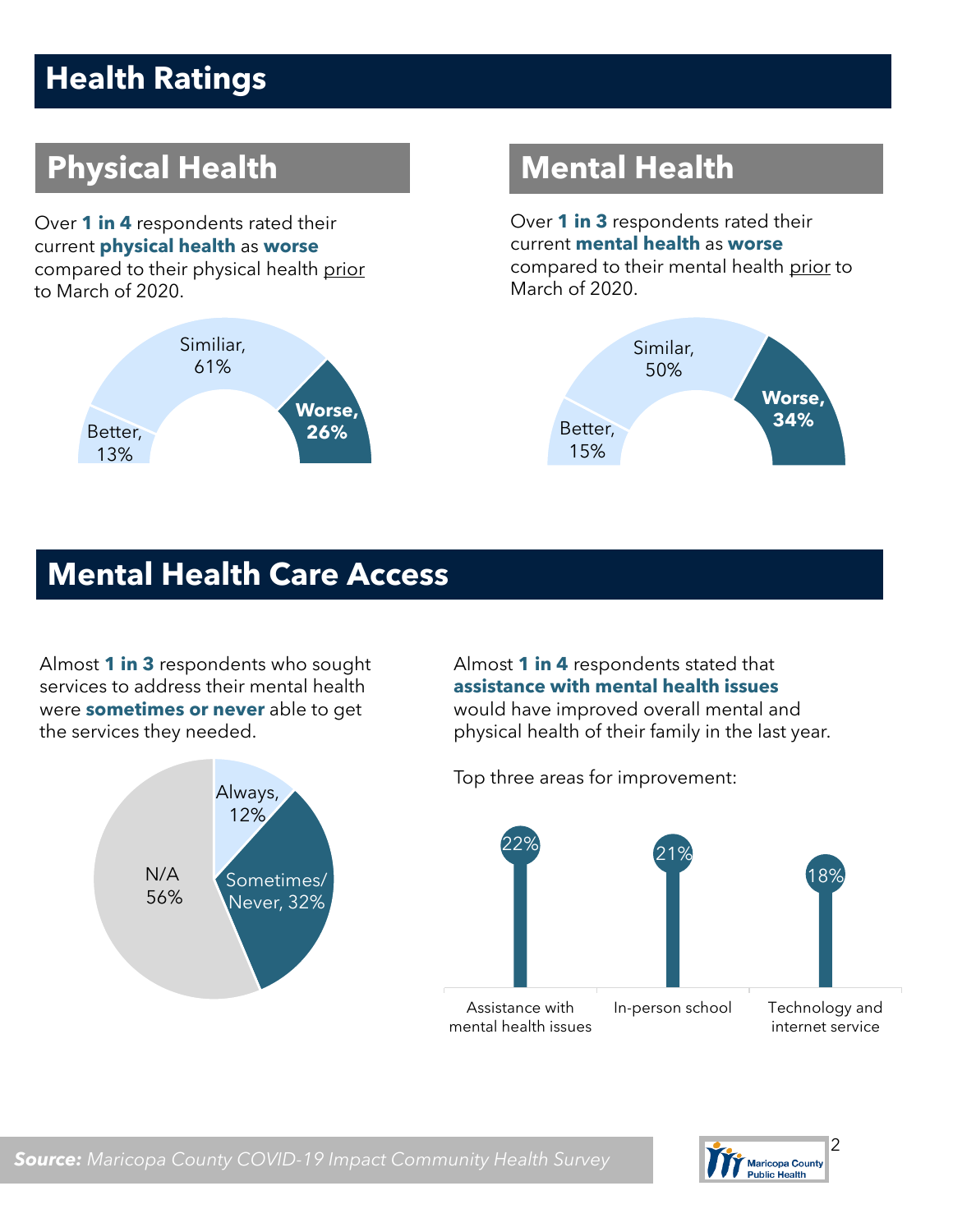# Health Ratings

## Physical Health

Over **1 in 4** respondents rated their current **physical health** as **worse** compared to their physical health prior to March of 2020.

Similiar, 61%
Better, 13%
**Worse, 26%**

## Mental Health

Over **1 in 3** respondents rated their current **mental health** as **worse** compared to their mental health prior to March of 2020.

Similar, 50%
Better, 15%
**Worse, 34%**

# Mental Health Care Access

Almost **1 in 3** respondents who sought services to address their mental health were **sometimes or never** able to get the services they needed.

Always, 12%
Sometimes/ Never, 32%
N/A 56%

Almost **1 in 4** respondents stated that **assistance with mental health issues** would have improved overall mental and physical health of their family in the last year.

Top three areas for improvement:

| Area | Percent |
| --- | --- |
| Assistance with mental health issues | 22% |
| In-person school | 21% |
| Technology and internet service | 18% |

***Source:*** *Maricopa County COVID-19 Impact Community Health Survey*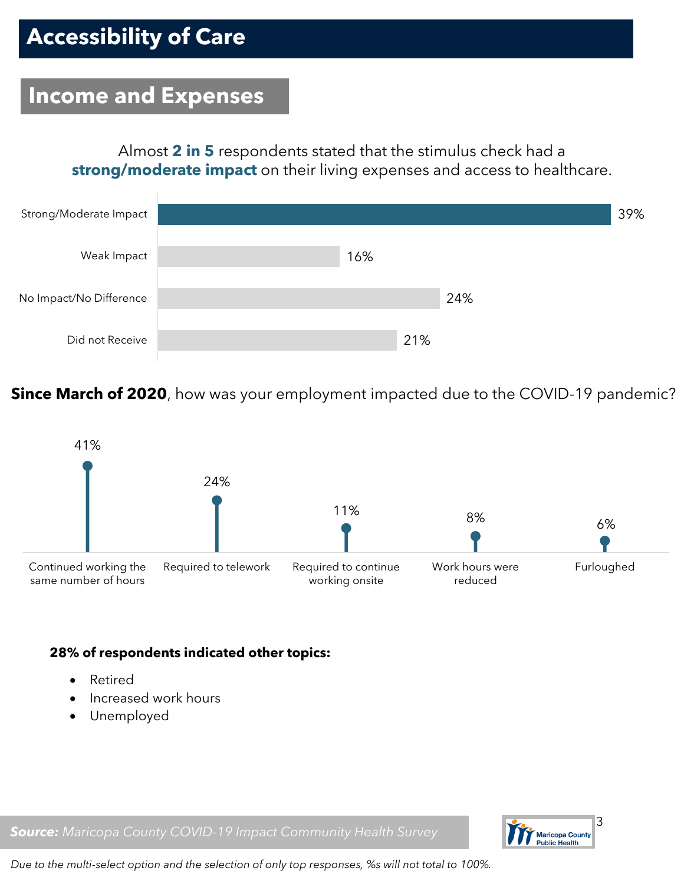# Accessibility of Care

## Income and Expenses

Almost **2 in 5** respondents stated that the stimulus check had a **strong/moderate impact** on their living expenses and access to healthcare.

| Response | Percent |
|---|---|
| Strong/Moderate Impact | 39% |
| Weak Impact | 16% |
| No Impact/No Difference | 24% |
| Did not Receive | 21% |

**Since March of 2020**, how was your employment impacted due to the COVID-19 pandemic?

| Response | Percent |
|---|---|
| Continued working the same number of hours | 41% |
| Required to telework | 24% |
| Required to continue working onsite | 11% |
| Work hours were reduced | 8% |
| Furloughed | 6% |

**28% of respondents indicated other topics:**

- Retired
- Increased work hours
- Unemployed

***Source:*** *Maricopa County COVID-19 Impact Community Health Survey*

*Due to the multi-select option and the selection of only top responses, %s will not total to 100%.*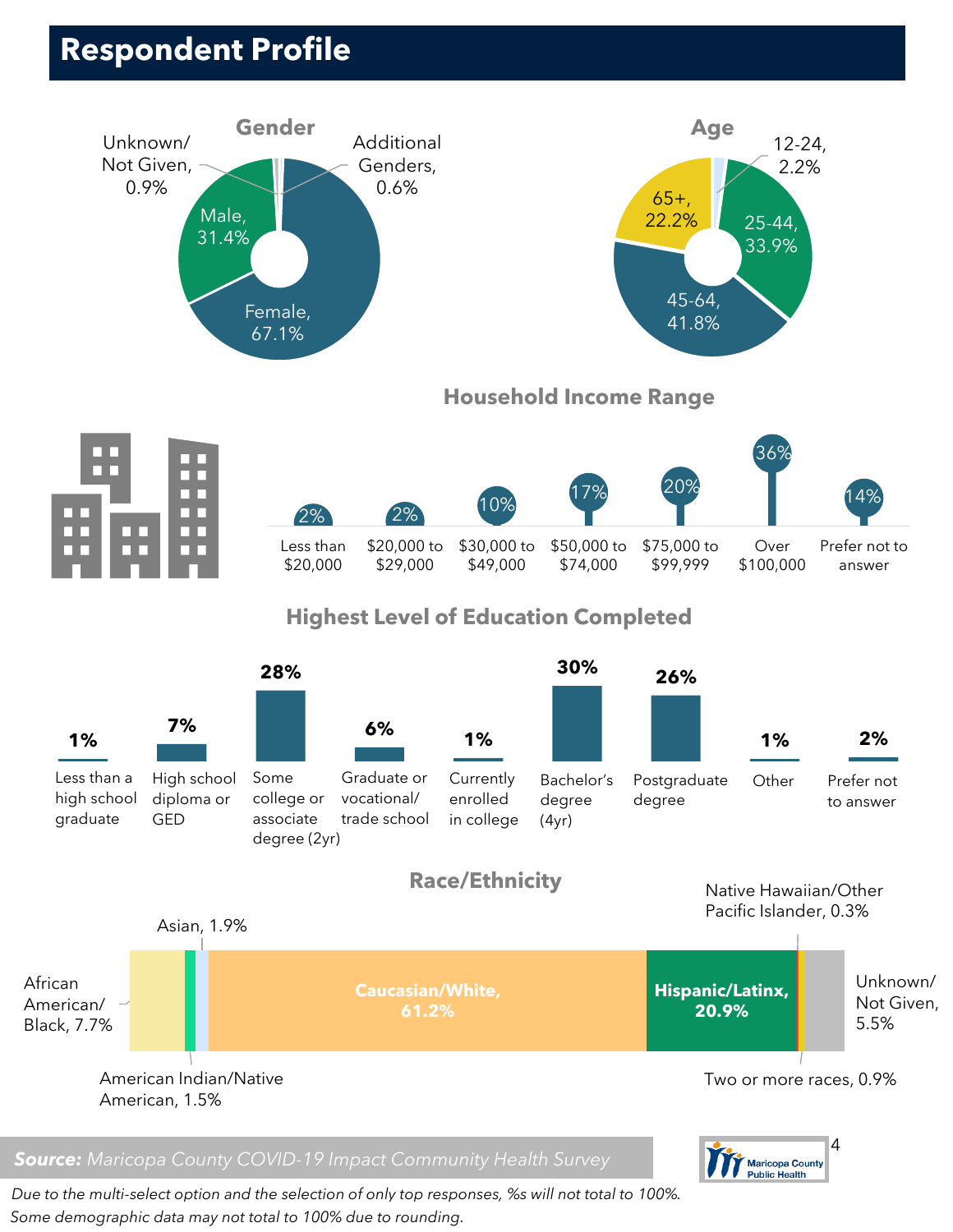# Respondent Profile

### Gender

Unknown/ Not Given, 0.9%

Additional Genders, 0.6%

Male, 31.4%

Female, 67.1%

### Age

12-24, 2.2%

65+, 22.2%

25-44, 33.9%

45-64, 41.8%

### Household Income Range

2% Less than $20,000

2% $20,000 to $29,000

10% $30,000 to $49,000

17% $50,000 to $74,000

20% $75,000 to $99,999

36% Over $100,000

14% Prefer not to answer

### Highest Level of Education Completed

1% Less than a high school graduate

7% High school diploma or GED

28% Some college or associate degree (2yr)

6% Graduate or vocational/ trade school

1% Currently enrolled in college

30% Bachelor's degree (4yr)

26% Postgraduate degree

1% Other

2% Prefer not to answer

### Race/Ethnicity

African American/ Black, 7.7%

American Indian/Native American, 1.5%

Asian, 1.9%

Caucasian/White, 61.2%

Hispanic/Latinx, 20.9%

Native Hawaiian/Other Pacific Islander, 0.3%

Two or more races, 0.9%

Unknown/ Not Given, 5.5%

***Source:*** *Maricopa County COVID-19 Impact Community Health Survey*

Maricopa County Public Health

*Due to the multi-select option and the selection of only top responses, %s will not total to 100%.*
*Some demographic data may not total to 100% due to rounding.*